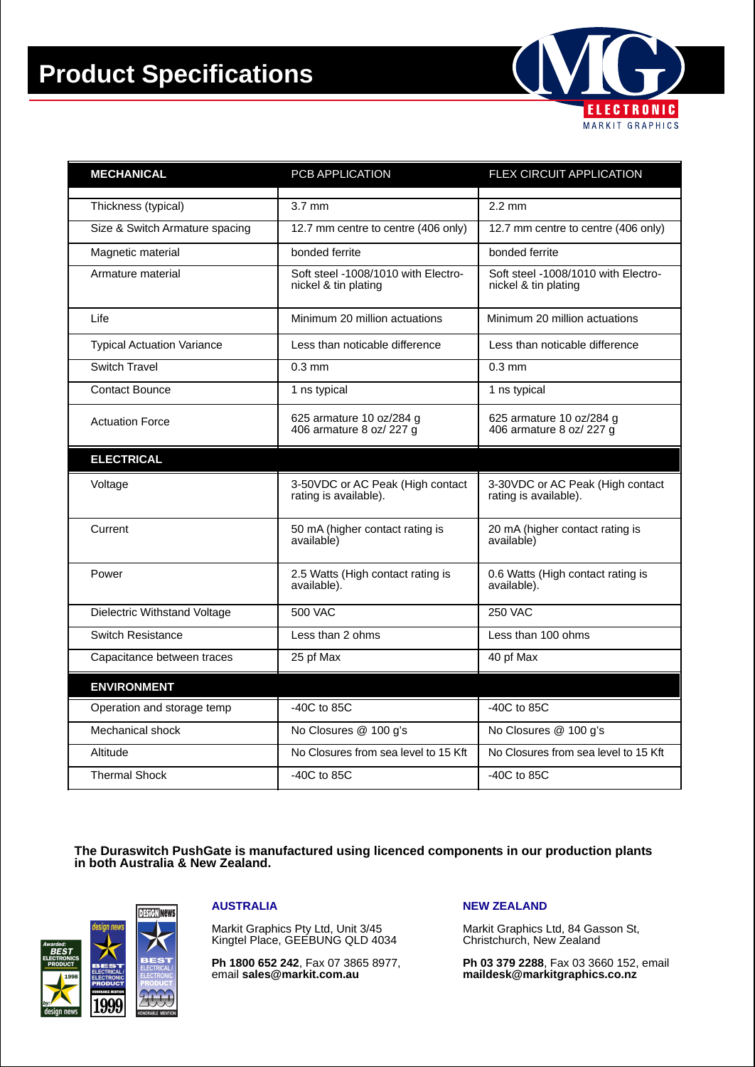# Product Specifications

| MECHANICAL | PCB APPLICATION | FLEX CIRCUIT APPLICATION |
|---|---|---|
| Thickness (typical) | 3.7 mm | 2.2 mm |
| Size & Switch Armature spacing | 12.7 mm centre to centre (406 only) | 12.7 mm centre to centre (406 only) |
| Magnetic material | bonded ferrite | bonded ferrite |
| Armature material | Soft steel -1008/1010 with Electro-nickel & tin plating | Soft steel -1008/1010 with Electro-nickel & tin plating |
| Life | Minimum 20 million actuations | Minimum 20 million actuations |
| Typical Actuation Variance | Less than noticable difference | Less than noticable difference |
| Switch Travel | 0.3 mm | 0.3 mm |
| Contact Bounce | 1 ns typical | 1 ns typical |
| Actuation Force | 625 armature 10 oz/284 g<br>406 armature 8 oz/ 227 g | 625 armature 10 oz/284 g<br>406 armature 8 oz/ 227 g |
| **ELECTRICAL** | | |
| Voltage | 3-50VDC or AC Peak (High contact rating is available). | 3-30VDC or AC Peak (High contact rating is available). |
| Current | 50 mA (higher contact rating is available) | 20 mA (higher contact rating is available) |
| Power | 2.5 Watts (High contact rating is available). | 0.6 Watts (High contact rating is available). |
| Dielectric Withstand Voltage | 500 VAC | 250 VAC |
| Switch Resistance | Less than 2 ohms | Less than 100 ohms |
| Capacitance between traces | 25 pf Max | 40 pf Max |
| **ENVIRONMENT** | | |
| Operation and storage temp | -40C to 85C | -40C to 85C |
| Mechanical shock | No Closures @ 100 g's | No Closures @ 100 g's |
| Altitude | No Closures from sea level to 15 Kft | No Closures from sea level to 15 Kft |
| Thermal Shock | -40C to 85C | -40C to 85C |

**The Duraswitch PushGate is manufactured using licenced components in our production plants in both Australia & New Zealand.**

### AUSTRALIA

Markit Graphics Pty Ltd, Unit 3/45
Kingtel Place, GEEBUNG QLD 4034

**Ph 1800 652 242**, Fax 07 3865 8977,
email **sales@markit.com.au**

### NEW ZEALAND

Markit Graphics Ltd, 84 Gasson St,
Christchurch, New Zealand

**Ph 03 379 2288**, Fax 03 3660 152, email
**maildesk@markitgraphics.co.nz**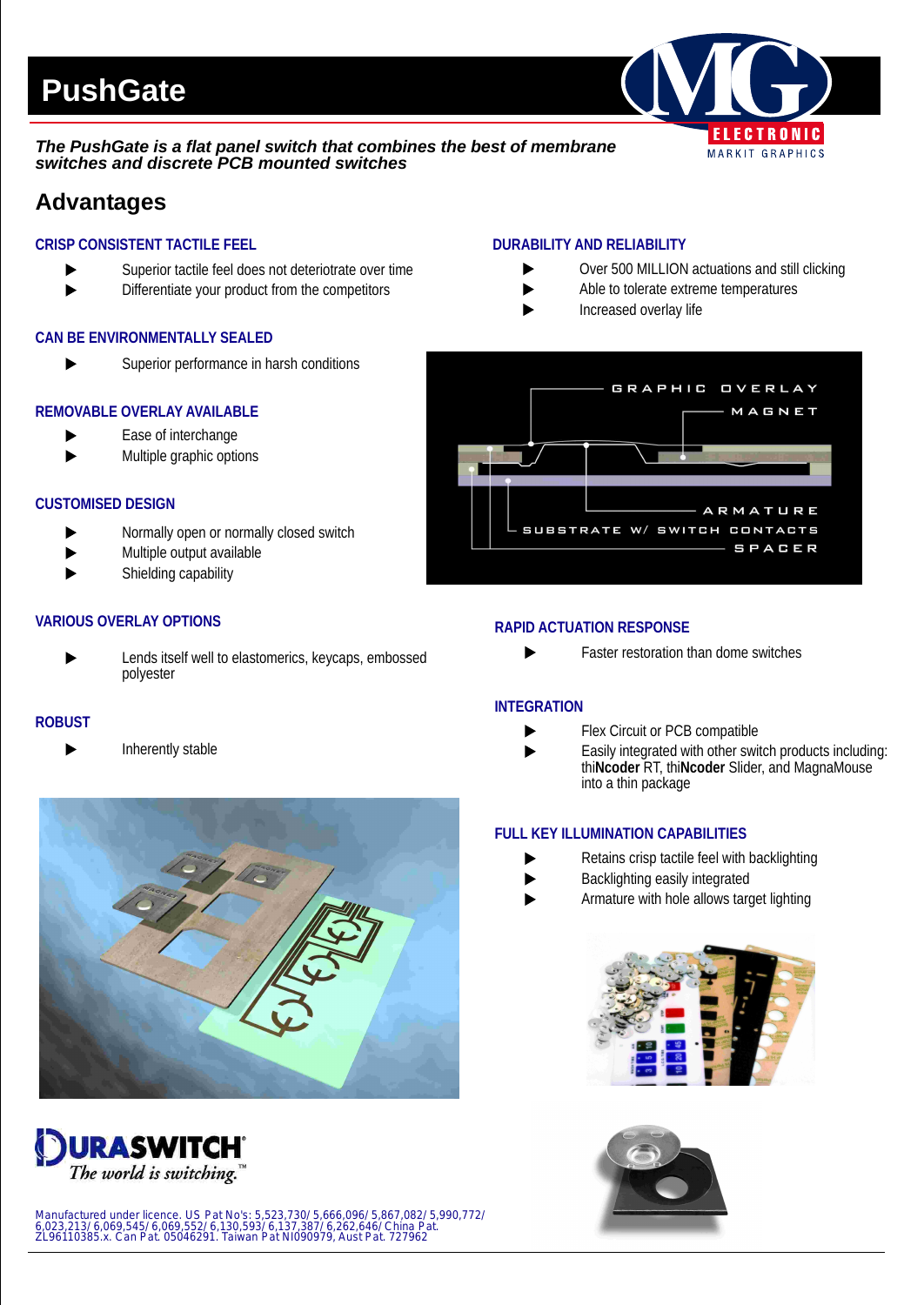# PushGate

***The PushGate is a flat panel switch that combines the best of membrane switches and discrete PCB mounted switches***

## Advantages

### CRISP CONSISTENT TACTILE FEEL

- Superior tactile feel does not deteriotrate over time
- Differentiate your product from the competitors

### CAN BE ENVIRONMENTALLY SEALED

- Superior performance in harsh conditions

### REMOVABLE OVERLAY AVAILABLE

- Ease of interchange
- Multiple graphic options

### CUSTOMISED DESIGN

- Normally open or normally closed switch
- Multiple output available
- Shielding capability

### VARIOUS OVERLAY OPTIONS

- Lends itself well to elastomerics, keycaps, embossed polyester

### ROBUST

- Inherently stable

### DURABILITY AND RELIABILITY

- Over 500 MILLION actuations and still clicking
- Able to tolerate extreme temperatures
- Increased overlay life

GRAPHIC OVERLAY
MAGNET
ARMATURE
SUBSTRATE W/ SWITCH CONTACTS
SPACER

### RAPID ACTUATION RESPONSE

- Faster restoration than dome switches

### INTEGRATION

- Flex Circuit or PCB compatible
- Easily integrated with other switch products including: thi**Ncoder** RT, thi**Ncoder** Slider, and MagnaMouse into a thin package

### FULL KEY ILLUMINATION CAPABILITIES

- Retains crisp tactile feel with backlighting
- Backlighting easily integrated
- Armature with hole allows target lighting

DURASWITCH®
*The world is switching.*™

Manufactured under licence. US Pat No's: 5,523,730/ 5,666,096/ 5,867,082/ 5,990,772/ 6,023,213/ 6,069,545/ 6,069,552/ 6,130,593/ 6,137,387/ 6,262,646/ China Pat. ZL96110385.x. Can Pat. 05046291. Taiwan Pat NI090979, Aust Pat. 727962